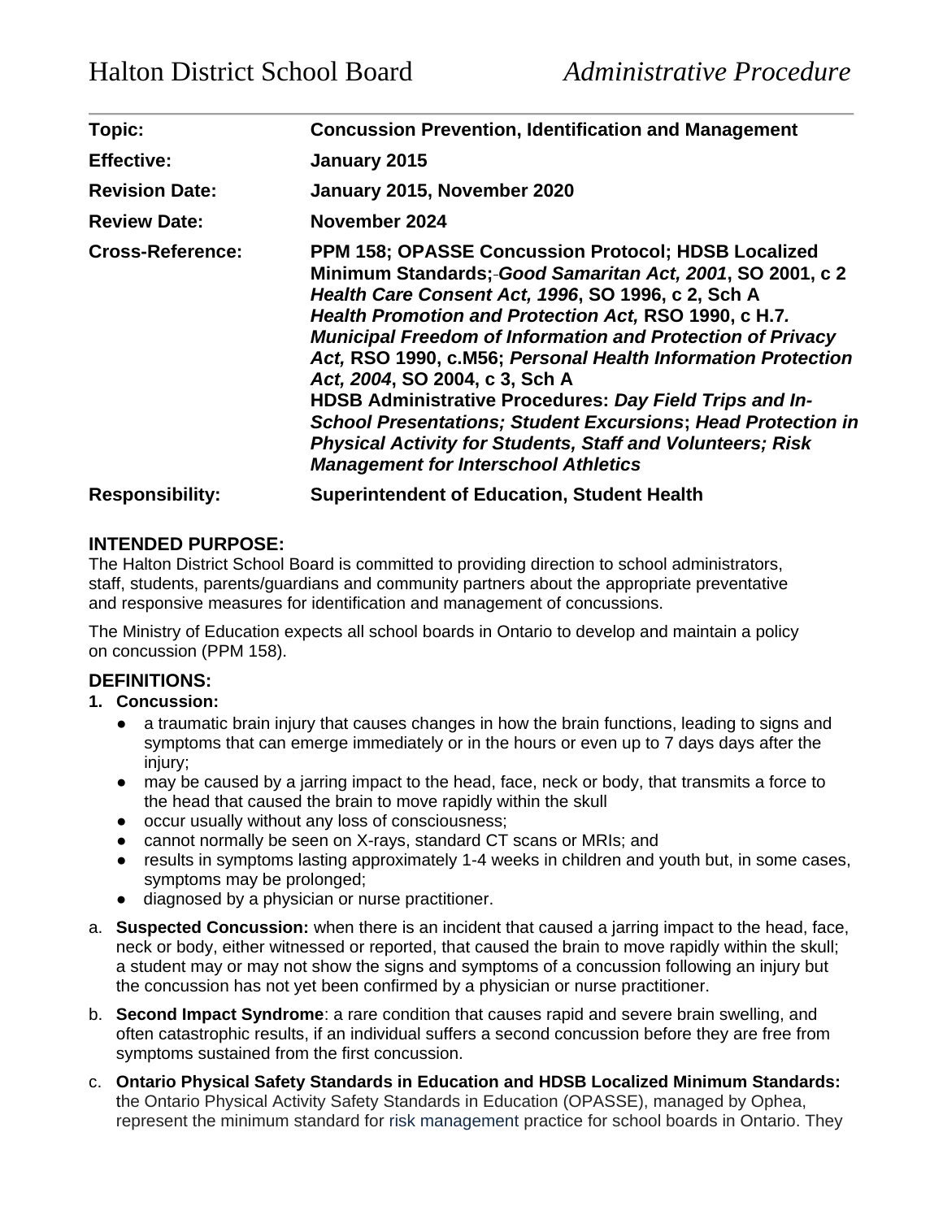Halton District School Board *Administrative Procedure*

| | |
|---|---|
| **Topic:** | **Concussion Prevention, Identification and Management** |
| **Effective:** | **January 2015** |
| **Revision Date:** | **January 2015, November 2020** |
| **Review Date:** | **November 2024** |
| **Cross-Reference:** | **PPM 158; OPASSE Concussion Protocol; HDSB Localized Minimum Standards; *Good Samaritan Act, 2001*, SO 2001, c 2 *Health Care Consent Act, 1996*, SO 1996, c 2, Sch A *Health Promotion and Protection Act,* RSO 1990, c H.7. *Municipal Freedom of Information and Protection of Privacy Act,* RSO 1990, c.M56; *Personal Health Information Protection Act, 2004*, SO 2004, c 3, Sch A HDSB Administrative Procedures: *Day Field Trips and In-School Presentations; Student Excursions*; *Head Protection in Physical Activity for Students, Staff and Volunteers; Risk Management for Interschool Athletics*** |
| **Responsibility:** | **Superintendent of Education, Student Health** |

## INTENDED PURPOSE:

The Halton District School Board is committed to providing direction to school administrators, staff, students, parents/guardians and community partners about the appropriate preventative and responsive measures for identification and management of concussions.

The Ministry of Education expects all school boards in Ontario to develop and maintain a policy on concussion (PPM 158).

## DEFINITIONS:

1. **Concussion:**
   - a traumatic brain injury that causes changes in how the brain functions, leading to signs and symptoms that can emerge immediately or in the hours or even up to 7 days days after the injury;
   - may be caused by a jarring impact to the head, face, neck or body, that transmits a force to the head that caused the brain to move rapidly within the skull
   - occur usually without any loss of consciousness;
   - cannot normally be seen on X-rays, standard CT scans or MRIs; and
   - results in symptoms lasting approximately 1-4 weeks in children and youth but, in some cases, symptoms may be prolonged;
   - diagnosed by a physician or nurse practitioner.

a. **Suspected Concussion:** when there is an incident that caused a jarring impact to the head, face, neck or body, either witnessed or reported, that caused the brain to move rapidly within the skull; a student may or may not show the signs and symptoms of a concussion following an injury but the concussion has not yet been confirmed by a physician or nurse practitioner.

b. **Second Impact Syndrome**: a rare condition that causes rapid and severe brain swelling, and often catastrophic results, if an individual suffers a second concussion before they are free from symptoms sustained from the first concussion.

c. **Ontario Physical Safety Standards in Education and HDSB Localized Minimum Standards:** the Ontario Physical Activity Safety Standards in Education (OPASSE), managed by Ophea, represent the minimum standard for risk management practice for school boards in Ontario. They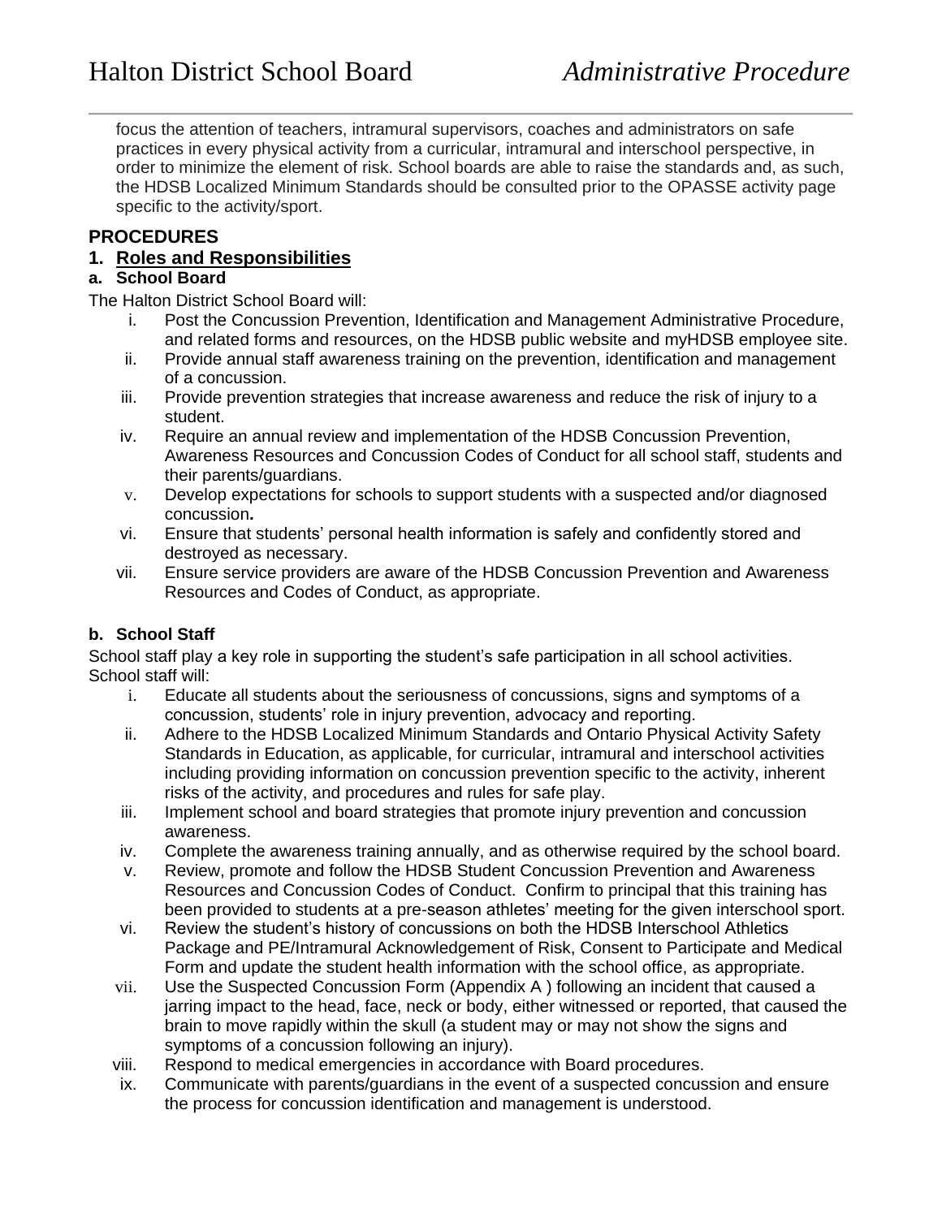focus the attention of teachers, intramural supervisors, coaches and administrators on safe practices in every physical activity from a curricular, intramural and interschool perspective, in order to minimize the element of risk. School boards are able to raise the standards and, as such, the HDSB Localized Minimum Standards should be consulted prior to the OPASSE activity page specific to the activity/sport.

## PROCEDURES

### 1. Roles and Responsibilities

#### a. School Board

The Halton District School Board will:

i. Post the Concussion Prevention, Identification and Management Administrative Procedure, and related forms and resources, on the HDSB public website and myHDSB employee site.
ii. Provide annual staff awareness training on the prevention, identification and management of a concussion.
iii. Provide prevention strategies that increase awareness and reduce the risk of injury to a student.
iv. Require an annual review and implementation of the HDSB Concussion Prevention, Awareness Resources and Concussion Codes of Conduct for all school staff, students and their parents/guardians.
v. Develop expectations for schools to support students with a suspected and/or diagnosed concussion.
vi. Ensure that students' personal health information is safely and confidently stored and destroyed as necessary.
vii. Ensure service providers are aware of the HDSB Concussion Prevention and Awareness Resources and Codes of Conduct, as appropriate.

#### b. School Staff

School staff play a key role in supporting the student's safe participation in all school activities. School staff will:

i. Educate all students about the seriousness of concussions, signs and symptoms of a concussion, students' role in injury prevention, advocacy and reporting.
ii. Adhere to the HDSB Localized Minimum Standards and Ontario Physical Activity Safety Standards in Education, as applicable, for curricular, intramural and interschool activities including providing information on concussion prevention specific to the activity, inherent risks of the activity, and procedures and rules for safe play.
iii. Implement school and board strategies that promote injury prevention and concussion awareness.
iv. Complete the awareness training annually, and as otherwise required by the school board.
v. Review, promote and follow the HDSB Student Concussion Prevention and Awareness Resources and Concussion Codes of Conduct. Confirm to principal that this training has been provided to students at a pre-season athletes' meeting for the given interschool sport.
vi. Review the student's history of concussions on both the HDSB Interschool Athletics Package and PE/Intramural Acknowledgement of Risk, Consent to Participate and Medical Form and update the student health information with the school office, as appropriate.
vii. Use the Suspected Concussion Form (Appendix A ) following an incident that caused a jarring impact to the head, face, neck or body, either witnessed or reported, that caused the brain to move rapidly within the skull (a student may or may not show the signs and symptoms of a concussion following an injury).
viii. Respond to medical emergencies in accordance with Board procedures.
ix. Communicate with parents/guardians in the event of a suspected concussion and ensure the process for concussion identification and management is understood.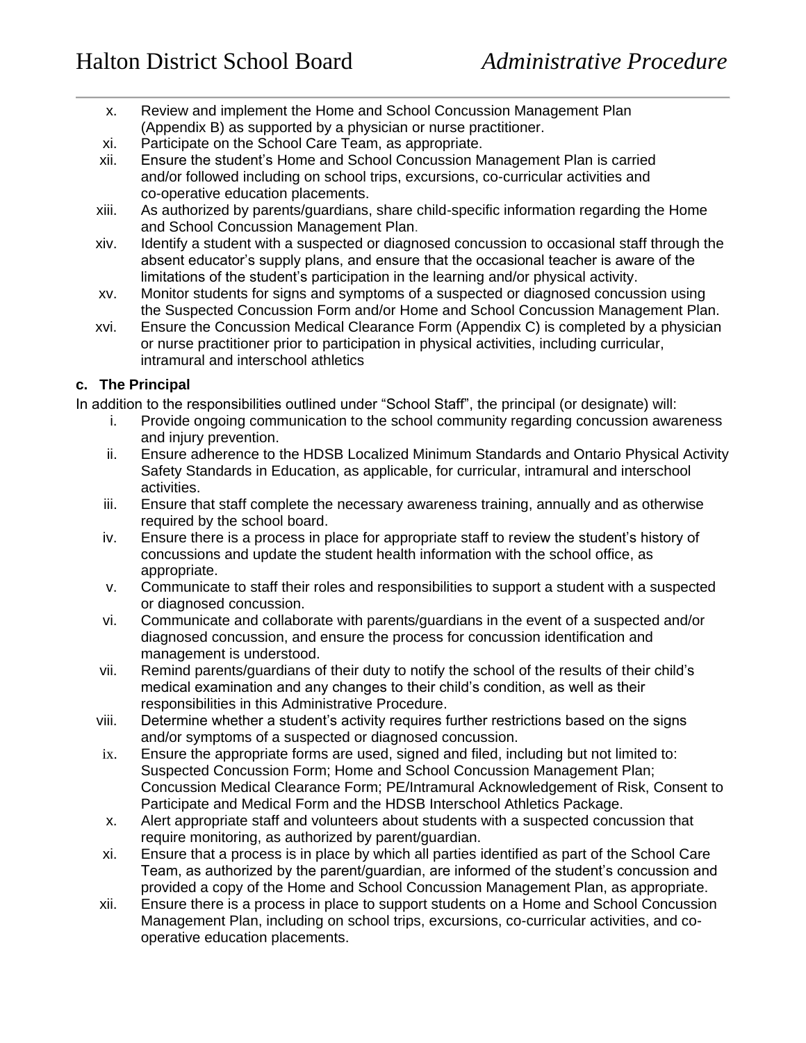x. Review and implement the Home and School Concussion Management Plan (Appendix B) as supported by a physician or nurse practitioner.
xi. Participate on the School Care Team, as appropriate.
xii. Ensure the student's Home and School Concussion Management Plan is carried and/or followed including on school trips, excursions, co-curricular activities and co-operative education placements.
xiii. As authorized by parents/guardians, share child-specific information regarding the Home and School Concussion Management Plan.
xiv. Identify a student with a suspected or diagnosed concussion to occasional staff through the absent educator's supply plans, and ensure that the occasional teacher is aware of the limitations of the student's participation in the learning and/or physical activity.
xv. Monitor students for signs and symptoms of a suspected or diagnosed concussion using the Suspected Concussion Form and/or Home and School Concussion Management Plan.
xvi. Ensure the Concussion Medical Clearance Form (Appendix C) is completed by a physician or nurse practitioner prior to participation in physical activities, including curricular, intramural and interschool athletics

**c. The Principal**

In addition to the responsibilities outlined under "School Staff", the principal (or designate) will:

i. Provide ongoing communication to the school community regarding concussion awareness and injury prevention.
ii. Ensure adherence to the HDSB Localized Minimum Standards and Ontario Physical Activity Safety Standards in Education, as applicable, for curricular, intramural and interschool activities.
iii. Ensure that staff complete the necessary awareness training, annually and as otherwise required by the school board.
iv. Ensure there is a process in place for appropriate staff to review the student's history of concussions and update the student health information with the school office, as appropriate.
v. Communicate to staff their roles and responsibilities to support a student with a suspected or diagnosed concussion.
vi. Communicate and collaborate with parents/guardians in the event of a suspected and/or diagnosed concussion, and ensure the process for concussion identification and management is understood.
vii. Remind parents/guardians of their duty to notify the school of the results of their child's medical examination and any changes to their child's condition, as well as their responsibilities in this Administrative Procedure.
viii. Determine whether a student's activity requires further restrictions based on the signs and/or symptoms of a suspected or diagnosed concussion.
ix. Ensure the appropriate forms are used, signed and filed, including but not limited to: Suspected Concussion Form; Home and School Concussion Management Plan; Concussion Medical Clearance Form; PE/Intramural Acknowledgement of Risk, Consent to Participate and Medical Form and the HDSB Interschool Athletics Package.
x. Alert appropriate staff and volunteers about students with a suspected concussion that require monitoring, as authorized by parent/guardian.
xi. Ensure that a process is in place by which all parties identified as part of the School Care Team, as authorized by the parent/guardian, are informed of the student's concussion and provided a copy of the Home and School Concussion Management Plan, as appropriate.
xii. Ensure there is a process in place to support students on a Home and School Concussion Management Plan, including on school trips, excursions, co-curricular activities, and co-operative education placements.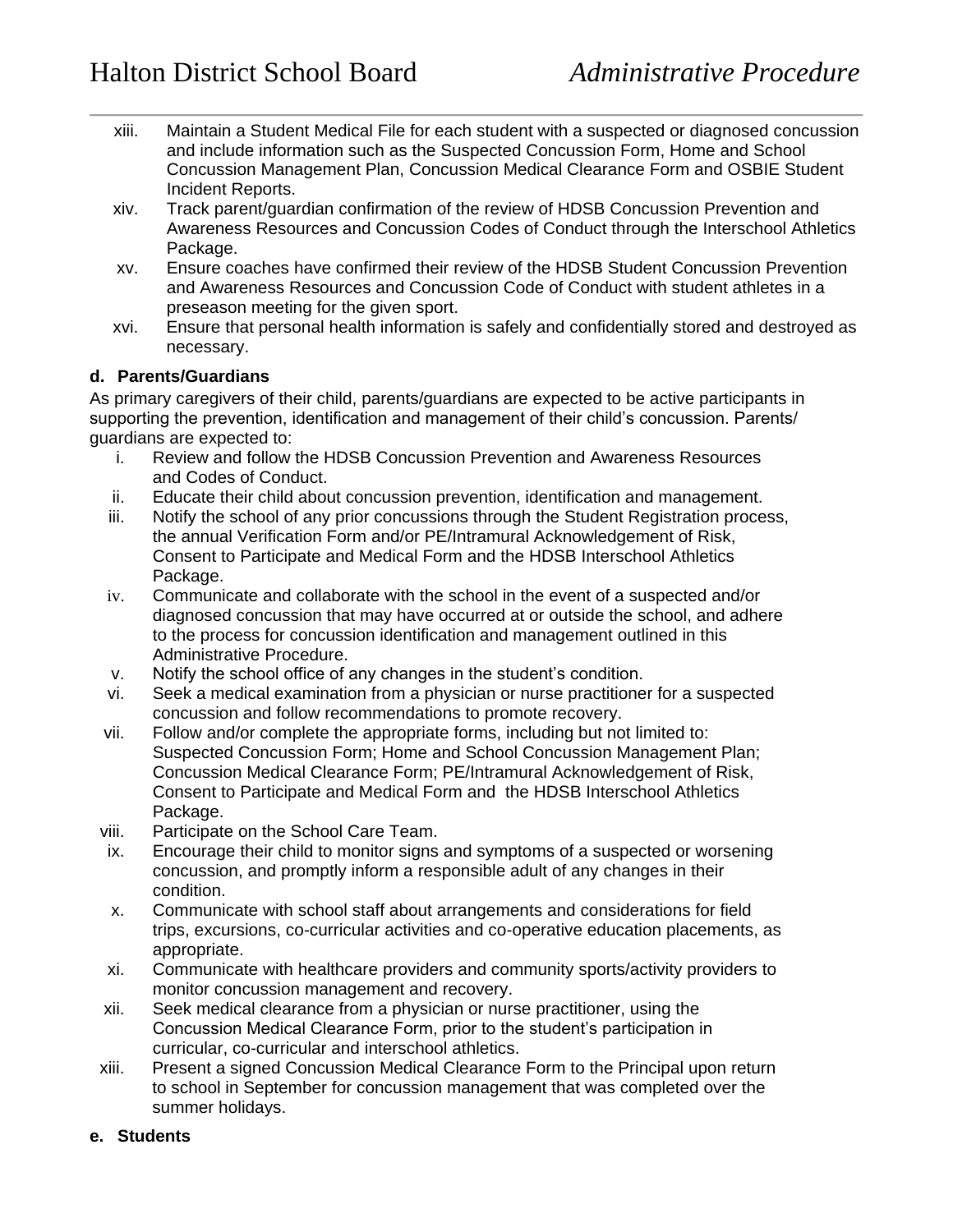xiii. Maintain a Student Medical File for each student with a suspected or diagnosed concussion and include information such as the Suspected Concussion Form, Home and School Concussion Management Plan, Concussion Medical Clearance Form and OSBIE Student Incident Reports.

xiv. Track parent/guardian confirmation of the review of HDSB Concussion Prevention and Awareness Resources and Concussion Codes of Conduct through the Interschool Athletics Package.

xv. Ensure coaches have confirmed their review of the HDSB Student Concussion Prevention and Awareness Resources and Concussion Code of Conduct with student athletes in a preseason meeting for the given sport.

xvi. Ensure that personal health information is safely and confidentially stored and destroyed as necessary.

**d. Parents/Guardians**

As primary caregivers of their child, parents/guardians are expected to be active participants in supporting the prevention, identification and management of their child's concussion. Parents/ guardians are expected to:

i. Review and follow the HDSB Concussion Prevention and Awareness Resources and Codes of Conduct.

ii. Educate their child about concussion prevention, identification and management.

iii. Notify the school of any prior concussions through the Student Registration process, the annual Verification Form and/or PE/Intramural Acknowledgement of Risk, Consent to Participate and Medical Form and the HDSB Interschool Athletics Package.

iv. Communicate and collaborate with the school in the event of a suspected and/or diagnosed concussion that may have occurred at or outside the school, and adhere to the process for concussion identification and management outlined in this Administrative Procedure.

v. Notify the school office of any changes in the student's condition.

vi. Seek a medical examination from a physician or nurse practitioner for a suspected concussion and follow recommendations to promote recovery.

vii. Follow and/or complete the appropriate forms, including but not limited to: Suspected Concussion Form; Home and School Concussion Management Plan; Concussion Medical Clearance Form; PE/Intramural Acknowledgement of Risk, Consent to Participate and Medical Form and the HDSB Interschool Athletics Package.

viii. Participate on the School Care Team.

ix. Encourage their child to monitor signs and symptoms of a suspected or worsening concussion, and promptly inform a responsible adult of any changes in their condition.

x. Communicate with school staff about arrangements and considerations for field trips, excursions, co-curricular activities and co-operative education placements, as appropriate.

xi. Communicate with healthcare providers and community sports/activity providers to monitor concussion management and recovery.

xii. Seek medical clearance from a physician or nurse practitioner, using the Concussion Medical Clearance Form, prior to the student's participation in curricular, co-curricular and interschool athletics.

xiii. Present a signed Concussion Medical Clearance Form to the Principal upon return to school in September for concussion management that was completed over the summer holidays.

**e. Students**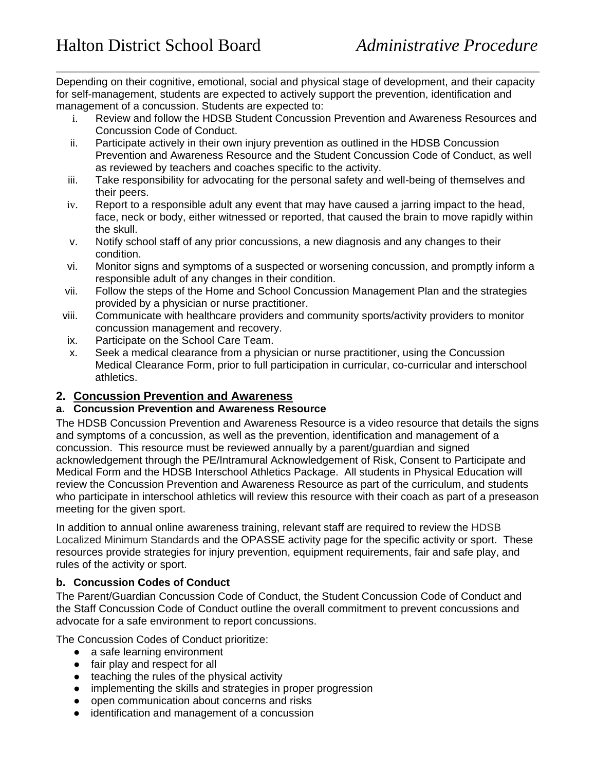Depending on their cognitive, emotional, social and physical stage of development, and their capacity for self-management, students are expected to actively support the prevention, identification and management of a concussion. Students are expected to:

i. Review and follow the HDSB Student Concussion Prevention and Awareness Resources and Concussion Code of Conduct.
ii. Participate actively in their own injury prevention as outlined in the HDSB Concussion Prevention and Awareness Resource and the Student Concussion Code of Conduct, as well as reviewed by teachers and coaches specific to the activity.
iii. Take responsibility for advocating for the personal safety and well-being of themselves and their peers.
iv. Report to a responsible adult any event that may have caused a jarring impact to the head, face, neck or body, either witnessed or reported, that caused the brain to move rapidly within the skull.
v. Notify school staff of any prior concussions, a new diagnosis and any changes to their condition.
vi. Monitor signs and symptoms of a suspected or worsening concussion, and promptly inform a responsible adult of any changes in their condition.
vii. Follow the steps of the Home and School Concussion Management Plan and the strategies provided by a physician or nurse practitioner.
viii. Communicate with healthcare providers and community sports/activity providers to monitor concussion management and recovery.
ix. Participate on the School Care Team.
x. Seek a medical clearance from a physician or nurse practitioner, using the Concussion Medical Clearance Form, prior to full participation in curricular, co-curricular and interschool athletics.

## 2. Concussion Prevention and Awareness

### a. Concussion Prevention and Awareness Resource

The HDSB Concussion Prevention and Awareness Resource is a video resource that details the signs and symptoms of a concussion, as well as the prevention, identification and management of a concussion. This resource must be reviewed annually by a parent/guardian and signed acknowledgement through the PE/Intramural Acknowledgement of Risk, Consent to Participate and Medical Form and the HDSB Interschool Athletics Package. All students in Physical Education will review the Concussion Prevention and Awareness Resource as part of the curriculum, and students who participate in interschool athletics will review this resource with their coach as part of a preseason meeting for the given sport.

In addition to annual online awareness training, relevant staff are required to review the HDSB Localized Minimum Standards and the OPASSE activity page for the specific activity or sport. These resources provide strategies for injury prevention, equipment requirements, fair and safe play, and rules of the activity or sport.

### b. Concussion Codes of Conduct

The Parent/Guardian Concussion Code of Conduct, the Student Concussion Code of Conduct and the Staff Concussion Code of Conduct outline the overall commitment to prevent concussions and advocate for a safe environment to report concussions.

The Concussion Codes of Conduct prioritize:

- a safe learning environment
- fair play and respect for all
- teaching the rules of the physical activity
- implementing the skills and strategies in proper progression
- open communication about concerns and risks
- identification and management of a concussion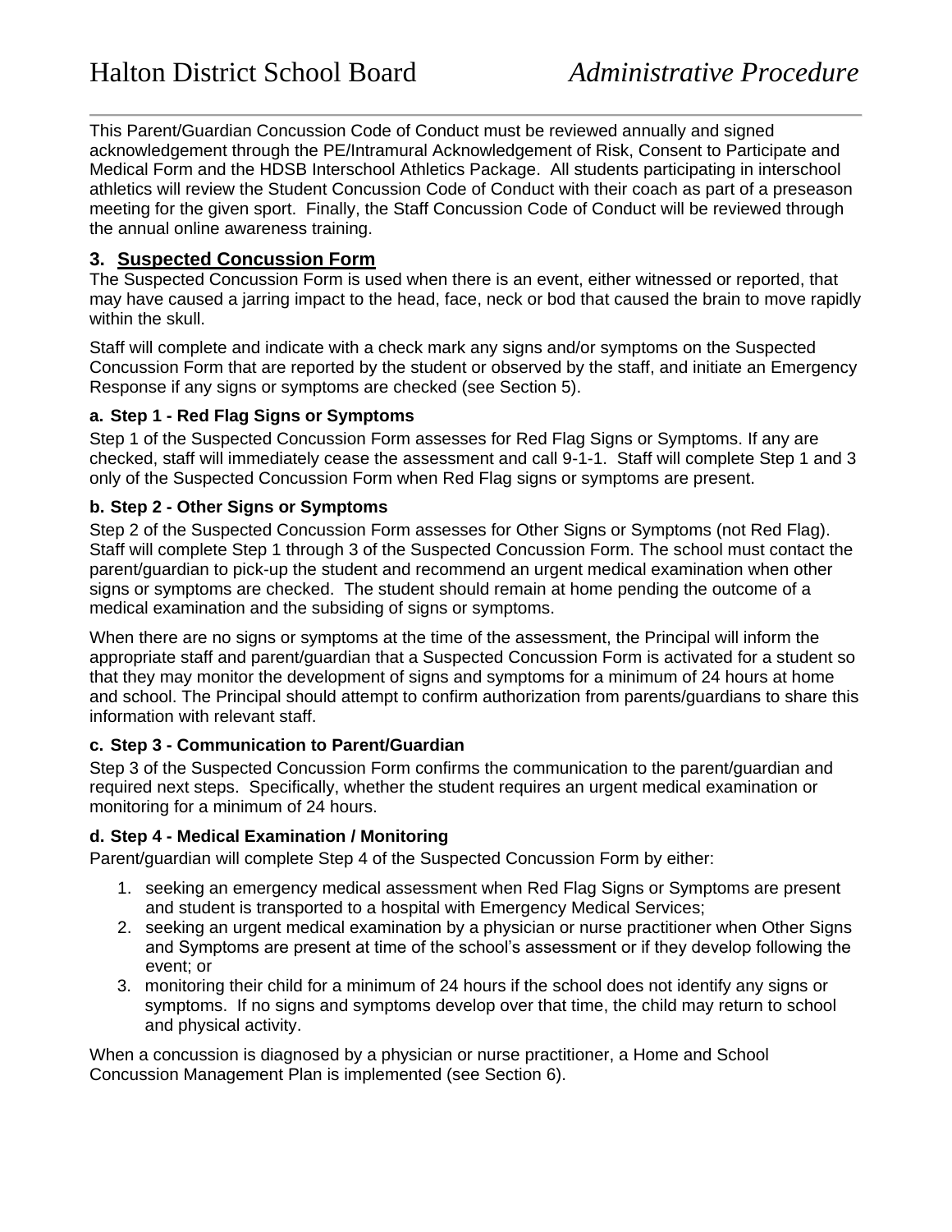This Parent/Guardian Concussion Code of Conduct must be reviewed annually and signed acknowledgement through the PE/Intramural Acknowledgement of Risk, Consent to Participate and Medical Form and the HDSB Interschool Athletics Package. All students participating in interschool athletics will review the Student Concussion Code of Conduct with their coach as part of a preseason meeting for the given sport. Finally, the Staff Concussion Code of Conduct will be reviewed through the annual online awareness training.

## 3. Suspected Concussion Form

The Suspected Concussion Form is used when there is an event, either witnessed or reported, that may have caused a jarring impact to the head, face, neck or bod that caused the brain to move rapidly within the skull.

Staff will complete and indicate with a check mark any signs and/or symptoms on the Suspected Concussion Form that are reported by the student or observed by the staff, and initiate an Emergency Response if any signs or symptoms are checked (see Section 5).

### a. Step 1 - Red Flag Signs or Symptoms

Step 1 of the Suspected Concussion Form assesses for Red Flag Signs or Symptoms. If any are checked, staff will immediately cease the assessment and call 9-1-1. Staff will complete Step 1 and 3 only of the Suspected Concussion Form when Red Flag signs or symptoms are present.

### b. Step 2 - Other Signs or Symptoms

Step 2 of the Suspected Concussion Form assesses for Other Signs or Symptoms (not Red Flag). Staff will complete Step 1 through 3 of the Suspected Concussion Form. The school must contact the parent/guardian to pick-up the student and recommend an urgent medical examination when other signs or symptoms are checked. The student should remain at home pending the outcome of a medical examination and the subsiding of signs or symptoms.

When there are no signs or symptoms at the time of the assessment, the Principal will inform the appropriate staff and parent/guardian that a Suspected Concussion Form is activated for a student so that they may monitor the development of signs and symptoms for a minimum of 24 hours at home and school. The Principal should attempt to confirm authorization from parents/guardians to share this information with relevant staff.

### c. Step 3 - Communication to Parent/Guardian

Step 3 of the Suspected Concussion Form confirms the communication to the parent/guardian and required next steps. Specifically, whether the student requires an urgent medical examination or monitoring for a minimum of 24 hours.

### d. Step 4 - Medical Examination / Monitoring

Parent/guardian will complete Step 4 of the Suspected Concussion Form by either:

1. seeking an emergency medical assessment when Red Flag Signs or Symptoms are present and student is transported to a hospital with Emergency Medical Services;
2. seeking an urgent medical examination by a physician or nurse practitioner when Other Signs and Symptoms are present at time of the school's assessment or if they develop following the event; or
3. monitoring their child for a minimum of 24 hours if the school does not identify any signs or symptoms. If no signs and symptoms develop over that time, the child may return to school and physical activity.

When a concussion is diagnosed by a physician or nurse practitioner, a Home and School Concussion Management Plan is implemented (see Section 6).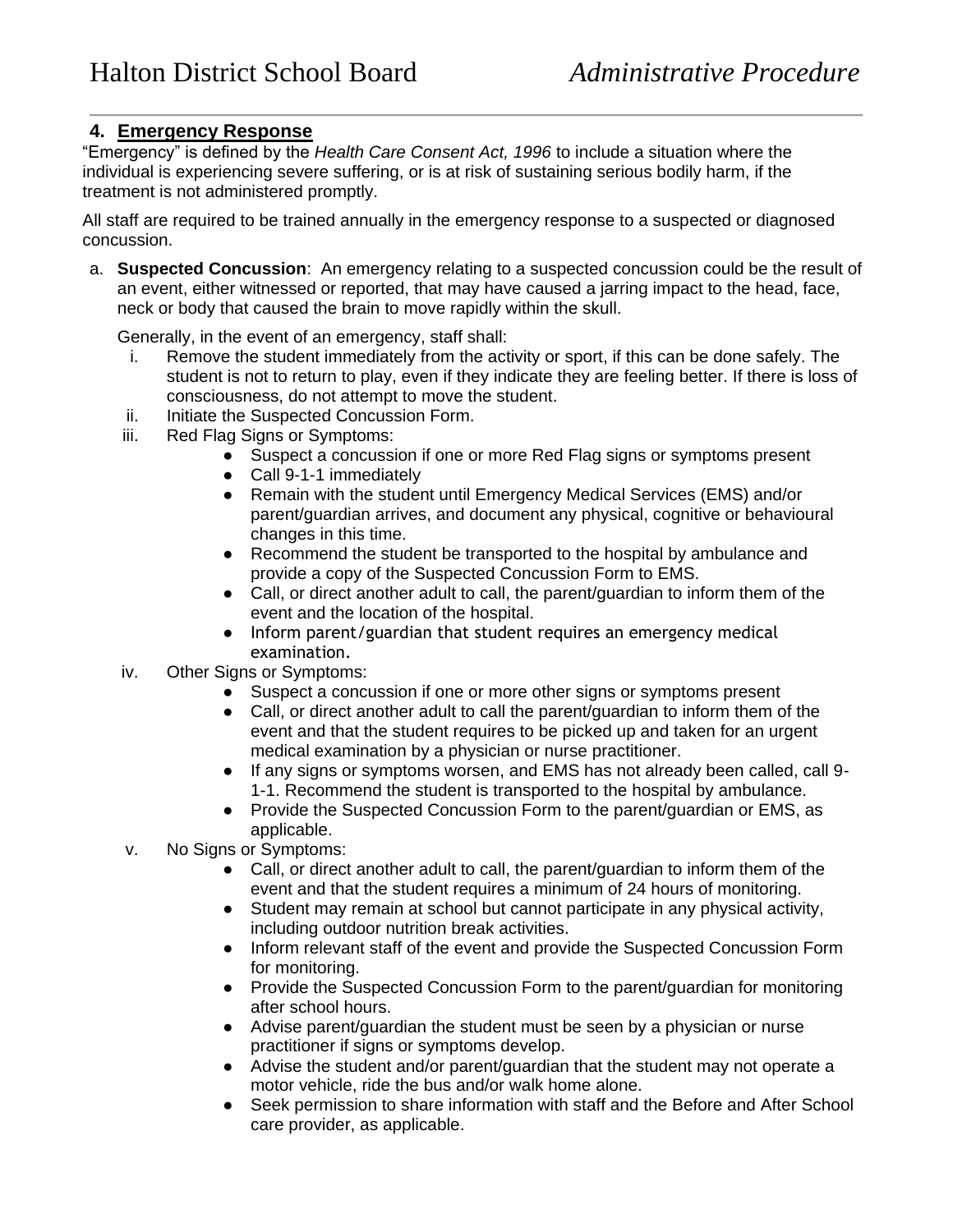## 4. Emergency Response

"Emergency" is defined by the *Health Care Consent Act, 1996* to include a situation where the individual is experiencing severe suffering, or is at risk of sustaining serious bodily harm, if the treatment is not administered promptly.

All staff are required to be trained annually in the emergency response to a suspected or diagnosed concussion.

a. **Suspected Concussion**: An emergency relating to a suspected concussion could be the result of an event, either witnessed or reported, that may have caused a jarring impact to the head, face, neck or body that caused the brain to move rapidly within the skull.

   Generally, in the event of an emergency, staff shall:

   i. Remove the student immediately from the activity or sport, if this can be done safely. The student is not to return to play, even if they indicate they are feeling better. If there is loss of consciousness, do not attempt to move the student.
   ii. Initiate the Suspected Concussion Form.
   iii. Red Flag Signs or Symptoms:
      - Suspect a concussion if one or more Red Flag signs or symptoms present
      - Call 9-1-1 immediately
      - Remain with the student until Emergency Medical Services (EMS) and/or parent/guardian arrives, and document any physical, cognitive or behavioural changes in this time.
      - Recommend the student be transported to the hospital by ambulance and provide a copy of the Suspected Concussion Form to EMS.
      - Call, or direct another adult to call, the parent/guardian to inform them of the event and the location of the hospital.
      - Inform parent/guardian that student requires an emergency medical examination.
   iv. Other Signs or Symptoms:
      - Suspect a concussion if one or more other signs or symptoms present
      - Call, or direct another adult to call the parent/guardian to inform them of the event and that the student requires to be picked up and taken for an urgent medical examination by a physician or nurse practitioner.
      - If any signs or symptoms worsen, and EMS has not already been called, call 9-1-1. Recommend the student is transported to the hospital by ambulance.
      - Provide the Suspected Concussion Form to the parent/guardian or EMS, as applicable.
   v. No Signs or Symptoms:
      - Call, or direct another adult to call, the parent/guardian to inform them of the event and that the student requires a minimum of 24 hours of monitoring.
      - Student may remain at school but cannot participate in any physical activity, including outdoor nutrition break activities.
      - Inform relevant staff of the event and provide the Suspected Concussion Form for monitoring.
      - Provide the Suspected Concussion Form to the parent/guardian for monitoring after school hours.
      - Advise parent/guardian the student must be seen by a physician or nurse practitioner if signs or symptoms develop.
      - Advise the student and/or parent/guardian that the student may not operate a motor vehicle, ride the bus and/or walk home alone.
      - Seek permission to share information with staff and the Before and After School care provider, as applicable.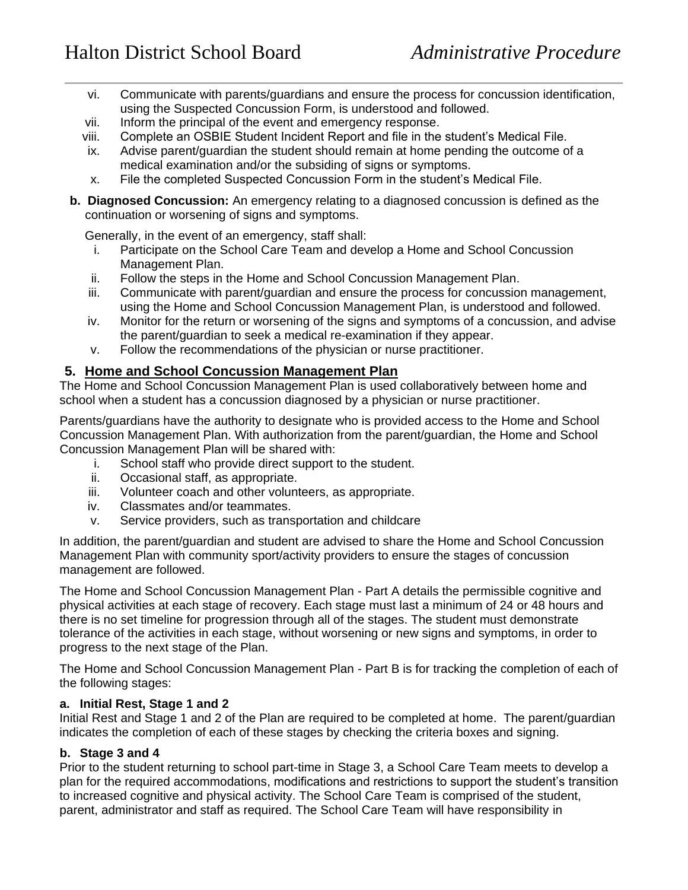vi. Communicate with parents/guardians and ensure the process for concussion identification, using the Suspected Concussion Form, is understood and followed.
vii. Inform the principal of the event and emergency response.
viii. Complete an OSBIE Student Incident Report and file in the student's Medical File.
ix. Advise parent/guardian the student should remain at home pending the outcome of a medical examination and/or the subsiding of signs or symptoms.
x. File the completed Suspected Concussion Form in the student's Medical File.

**b. Diagnosed Concussion:** An emergency relating to a diagnosed concussion is defined as the continuation or worsening of signs and symptoms.

Generally, in the event of an emergency, staff shall:

i. Participate on the School Care Team and develop a Home and School Concussion Management Plan.
ii. Follow the steps in the Home and School Concussion Management Plan.
iii. Communicate with parent/guardian and ensure the process for concussion management, using the Home and School Concussion Management Plan, is understood and followed.
iv. Monitor for the return or worsening of the signs and symptoms of a concussion, and advise the parent/guardian to seek a medical re-examination if they appear.
v. Follow the recommendations of the physician or nurse practitioner.

## 5. Home and School Concussion Management Plan

The Home and School Concussion Management Plan is used collaboratively between home and school when a student has a concussion diagnosed by a physician or nurse practitioner.

Parents/guardians have the authority to designate who is provided access to the Home and School Concussion Management Plan. With authorization from the parent/guardian, the Home and School Concussion Management Plan will be shared with:

i. School staff who provide direct support to the student.
ii. Occasional staff, as appropriate.
iii. Volunteer coach and other volunteers, as appropriate.
iv. Classmates and/or teammates.
v. Service providers, such as transportation and childcare

In addition, the parent/guardian and student are advised to share the Home and School Concussion Management Plan with community sport/activity providers to ensure the stages of concussion management are followed.

The Home and School Concussion Management Plan - Part A details the permissible cognitive and physical activities at each stage of recovery. Each stage must last a minimum of 24 or 48 hours and there is no set timeline for progression through all of the stages. The student must demonstrate tolerance of the activities in each stage, without worsening or new signs and symptoms, in order to progress to the next stage of the Plan.

The Home and School Concussion Management Plan - Part B is for tracking the completion of each of the following stages:

### a. Initial Rest, Stage 1 and 2

Initial Rest and Stage 1 and 2 of the Plan are required to be completed at home. The parent/guardian indicates the completion of each of these stages by checking the criteria boxes and signing.

### b. Stage 3 and 4

Prior to the student returning to school part-time in Stage 3, a School Care Team meets to develop a plan for the required accommodations, modifications and restrictions to support the student's transition to increased cognitive and physical activity. The School Care Team is comprised of the student, parent, administrator and staff as required. The School Care Team will have responsibility in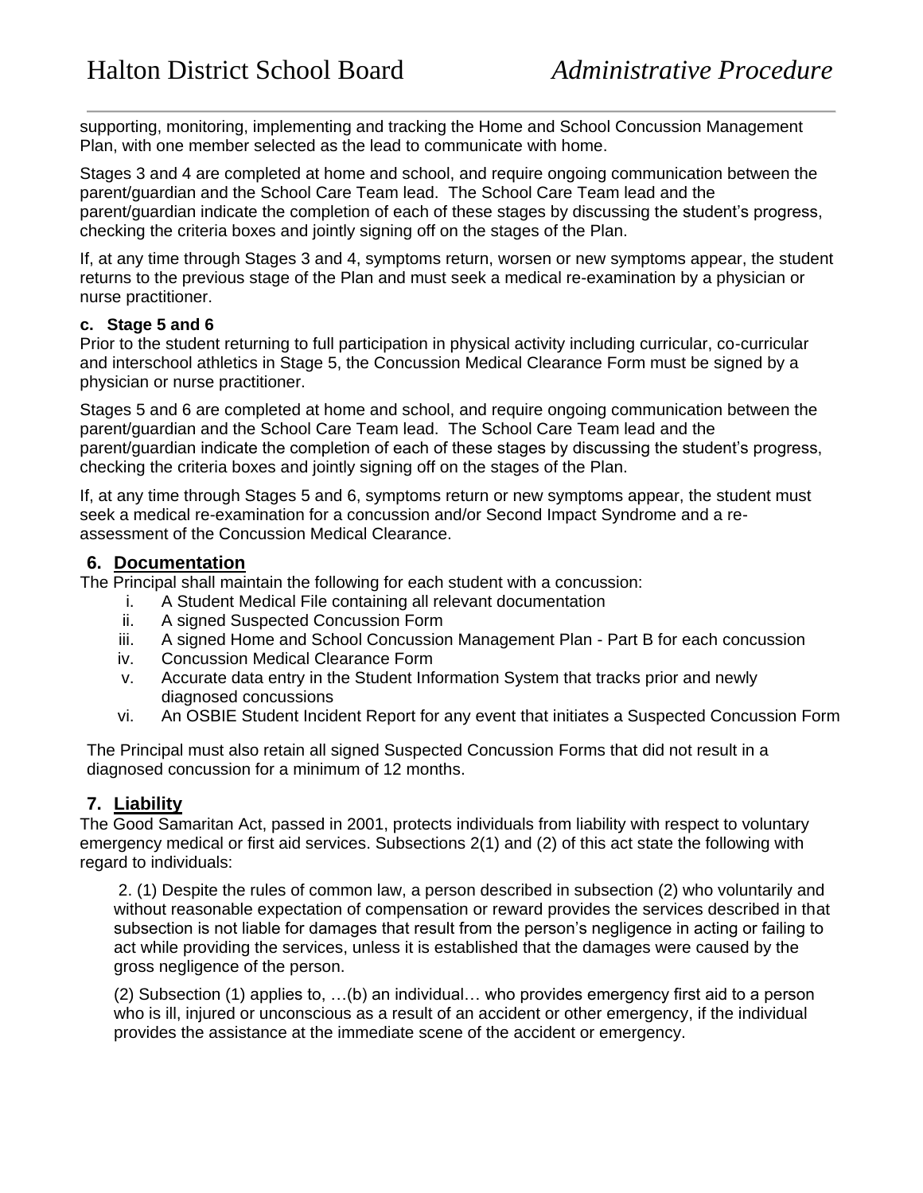supporting, monitoring, implementing and tracking the Home and School Concussion Management Plan, with one member selected as the lead to communicate with home.

Stages 3 and 4 are completed at home and school, and require ongoing communication between the parent/guardian and the School Care Team lead. The School Care Team lead and the parent/guardian indicate the completion of each of these stages by discussing the student's progress, checking the criteria boxes and jointly signing off on the stages of the Plan.

If, at any time through Stages 3 and 4, symptoms return, worsen or new symptoms appear, the student returns to the previous stage of the Plan and must seek a medical re-examination by a physician or nurse practitioner.

**c. Stage 5 and 6**

Prior to the student returning to full participation in physical activity including curricular, co-curricular and interschool athletics in Stage 5, the Concussion Medical Clearance Form must be signed by a physician or nurse practitioner.

Stages 5 and 6 are completed at home and school, and require ongoing communication between the parent/guardian and the School Care Team lead. The School Care Team lead and the parent/guardian indicate the completion of each of these stages by discussing the student's progress, checking the criteria boxes and jointly signing off on the stages of the Plan.

If, at any time through Stages 5 and 6, symptoms return or new symptoms appear, the student must seek a medical re-examination for a concussion and/or Second Impact Syndrome and a re-assessment of the Concussion Medical Clearance.

## 6. Documentation

The Principal shall maintain the following for each student with a concussion:

i. A Student Medical File containing all relevant documentation
ii. A signed Suspected Concussion Form
iii. A signed Home and School Concussion Management Plan - Part B for each concussion
iv. Concussion Medical Clearance Form
v. Accurate data entry in the Student Information System that tracks prior and newly diagnosed concussions
vi. An OSBIE Student Incident Report for any event that initiates a Suspected Concussion Form

The Principal must also retain all signed Suspected Concussion Forms that did not result in a diagnosed concussion for a minimum of 12 months.

## 7. Liability

The Good Samaritan Act, passed in 2001, protects individuals from liability with respect to voluntary emergency medical or first aid services. Subsections 2(1) and (2) of this act state the following with regard to individuals:

> 2. (1) Despite the rules of common law, a person described in subsection (2) who voluntarily and without reasonable expectation of compensation or reward provides the services described in that subsection is not liable for damages that result from the person's negligence in acting or failing to act while providing the services, unless it is established that the damages were caused by the gross negligence of the person.
>
> (2) Subsection (1) applies to, …(b) an individual… who provides emergency first aid to a person who is ill, injured or unconscious as a result of an accident or other emergency, if the individual provides the assistance at the immediate scene of the accident or emergency.